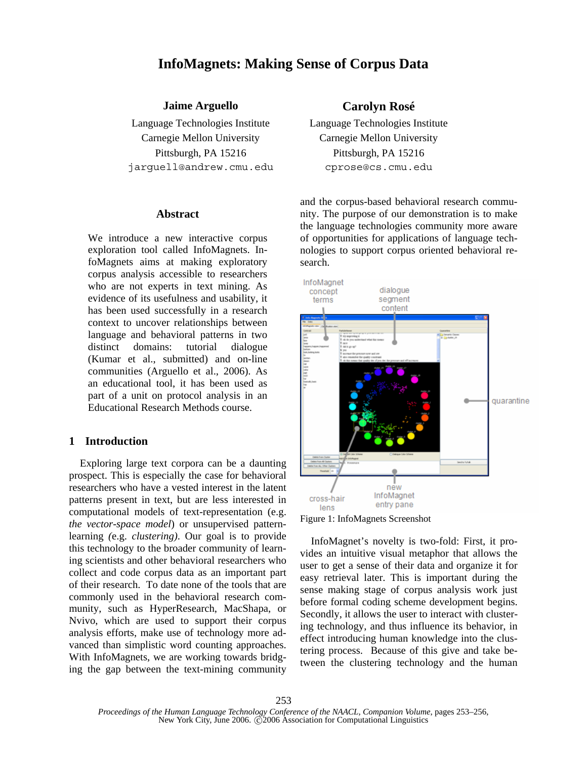# InfoMagnets: Making Sense of Corpus Data

**Jaime Arguello**
Language Technologies Institute
Carnegie Mellon University
Pittsburgh, PA 15216
jarguell@andrew.cmu.edu

**Carolyn Rosé**
Language Technologies Institute
Carnegie Mellon University
Pittsburgh, PA 15216
cprose@cs.cmu.edu

## Abstract

We introduce a new interactive corpus exploration tool called InfoMagnets. InfoMagnets aims at making exploratory corpus analysis accessible to researchers who are not experts in text mining. As evidence of its usefulness and usability, it has been used successfully in a research context to uncover relationships between language and behavioral patterns in two distinct domains: tutorial dialogue (Kumar et al., submitted) and on-line communities (Arguello et al., 2006). As an educational tool, it has been used as part of a unit on protocol analysis in an Educational Research Methods course.

## 1 Introduction

Exploring large text corpora can be a daunting prospect. This is especially the case for behavioral researchers who have a vested interest in the latent patterns present in text, but are less interested in computational models of text-representation (e.g. *the vector-space model*) or unsupervised pattern-learning *(*e.g. *clustering)*. Our goal is to provide this technology to the broader community of learning scientists and other behavioral researchers who collect and code corpus data as an important part of their research. To date none of the tools that are commonly used in the behavioral research community, such as HyperResearch, MacShapa, or Nvivo, which are used to support their corpus analysis efforts, make use of technology more advanced than simplistic word counting approaches. With InfoMagnets, we are working towards bridging the gap between the text-mining community and the corpus-based behavioral research community. The purpose of our demonstration is to make the language technologies community more aware of opportunities for applications of language technologies to support corpus oriented behavioral research.

Figure 1: InfoMagnets Screenshot

InfoMagnet's novelty is two-fold: First, it provides an intuitive visual metaphor that allows the user to get a sense of their data and organize it for easy retrieval later. This is important during the sense making stage of corpus analysis work just before formal coding scheme development begins. Secondly, it allows the user to interact with clustering technology, and thus influence its behavior, in effect introducing human knowledge into the clustering process. Because of this give and take between the clustering technology and the human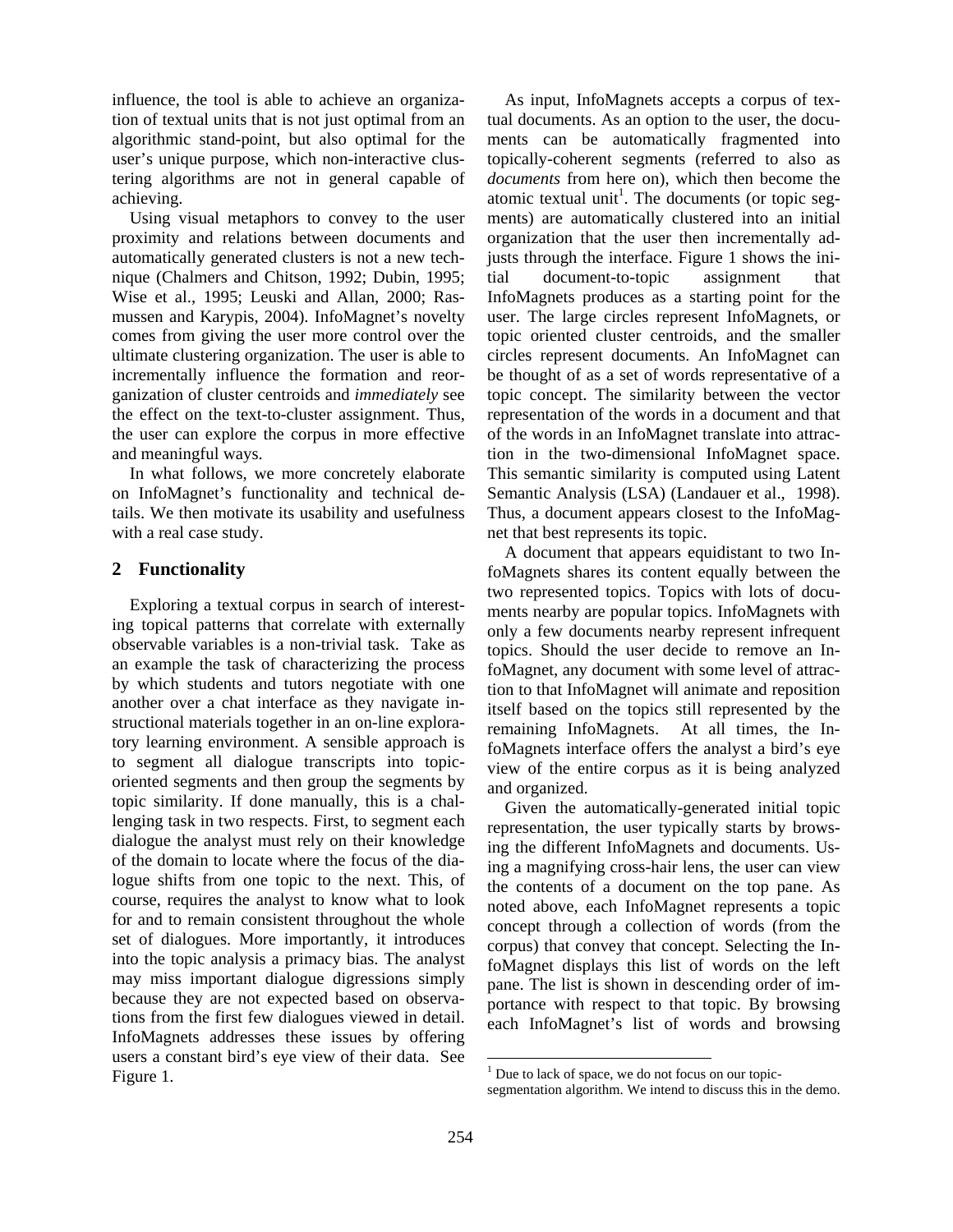influence, the tool is able to achieve an organization of textual units that is not just optimal from an algorithmic stand-point, but also optimal for the user's unique purpose, which non-interactive clustering algorithms are not in general capable of achieving.

Using visual metaphors to convey to the user proximity and relations between documents and automatically generated clusters is not a new technique (Chalmers and Chitson, 1992; Dubin, 1995; Wise et al., 1995; Leuski and Allan, 2000; Rasmussen and Karypis, 2004). InfoMagnet's novelty comes from giving the user more control over the ultimate clustering organization. The user is able to incrementally influence the formation and reorganization of cluster centroids and *immediately* see the effect on the text-to-cluster assignment. Thus, the user can explore the corpus in more effective and meaningful ways.

In what follows, we more concretely elaborate on InfoMagnet's functionality and technical details. We then motivate its usability and usefulness with a real case study.

## 2 Functionality

Exploring a textual corpus in search of interesting topical patterns that correlate with externally observable variables is a non-trivial task. Take as an example the task of characterizing the process by which students and tutors negotiate with one another over a chat interface as they navigate instructional materials together in an on-line exploratory learning environment. A sensible approach is to segment all dialogue transcripts into topic-oriented segments and then group the segments by topic similarity. If done manually, this is a challenging task in two respects. First, to segment each dialogue the analyst must rely on their knowledge of the domain to locate where the focus of the dialogue shifts from one topic to the next. This, of course, requires the analyst to know what to look for and to remain consistent throughout the whole set of dialogues. More importantly, it introduces into the topic analysis a primacy bias. The analyst may miss important dialogue digressions simply because they are not expected based on observations from the first few dialogues viewed in detail. InfoMagnets addresses these issues by offering users a constant bird's eye view of their data. See Figure 1.

As input, InfoMagnets accepts a corpus of textual documents. As an option to the user, the documents can be automatically fragmented into topically-coherent segments (referred to also as *documents* from here on), which then become the atomic textual unit[1]. The documents (or topic segments) are automatically clustered into an initial organization that the user then incrementally adjusts through the interface. Figure 1 shows the initial document-to-topic assignment that InfoMagnets produces as a starting point for the user. The large circles represent InfoMagnets, or topic oriented cluster centroids, and the smaller circles represent documents. An InfoMagnet can be thought of as a set of words representative of a topic concept. The similarity between the vector representation of the words in a document and that of the words in an InfoMagnet translate into attraction in the two-dimensional InfoMagnet space. This semantic similarity is computed using Latent Semantic Analysis (LSA) (Landauer et al., 1998). Thus, a document appears closest to the InfoMagnet that best represents its topic.

A document that appears equidistant to two InfoMagnets shares its content equally between the two represented topics. Topics with lots of documents nearby are popular topics. InfoMagnets with only a few documents nearby represent infrequent topics. Should the user decide to remove an InfoMagnet, any document with some level of attraction to that InfoMagnet will animate and reposition itself based on the topics still represented by the remaining InfoMagnets. At all times, the InfoMagnets interface offers the analyst a bird's eye view of the entire corpus as it is being analyzed and organized.

Given the automatically-generated initial topic representation, the user typically starts by browsing the different InfoMagnets and documents. Using a magnifying cross-hair lens, the user can view the contents of a document on the top pane. As noted above, each InfoMagnet represents a topic concept through a collection of words (from the corpus) that convey that concept. Selecting the InfoMagnet displays this list of words on the left pane. The list is shown in descending order of importance with respect to that topic. By browsing each InfoMagnet's list of words and browsing

[1] Due to lack of space, we do not focus on our topic-segmentation algorithm. We intend to discuss this in the demo.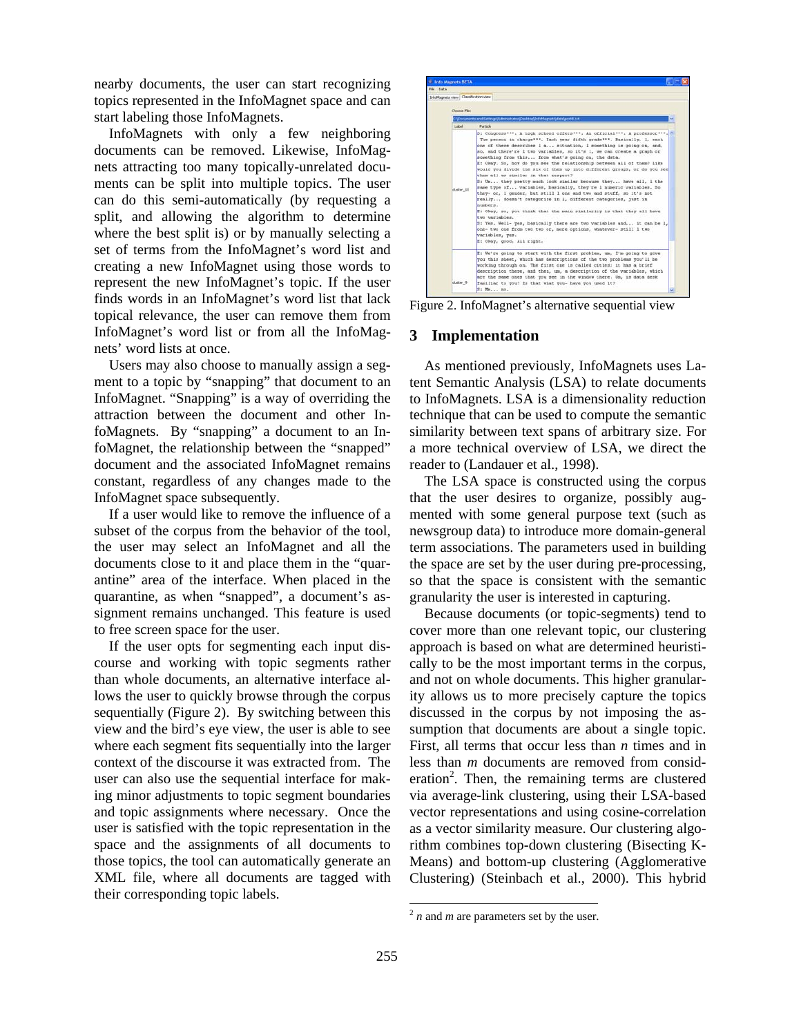nearby documents, the user can start recognizing topics represented in the InfoMagnet space and can start labeling those InfoMagnets.

InfoMagnets with only a few neighboring documents can be removed. Likewise, InfoMagnets attracting too many topically-unrelated documents can be split into multiple topics. The user can do this semi-automatically (by requesting a split, and allowing the algorithm to determine where the best split is) or by manually selecting a set of terms from the InfoMagnet's word list and creating a new InfoMagnet using those words to represent the new InfoMagnet's topic. If the user finds words in an InfoMagnet's word list that lack topical relevance, the user can remove them from InfoMagnet's word list or from all the InfoMagnets' word lists at once.

Users may also choose to manually assign a segment to a topic by "snapping" that document to an InfoMagnet. "Snapping" is a way of overriding the attraction between the document and other InfoMagnets. By "snapping" a document to an InfoMagnet, the relationship between the "snapped" document and the associated InfoMagnet remains constant, regardless of any changes made to the InfoMagnet space subsequently.

If a user would like to remove the influence of a subset of the corpus from the behavior of the tool, the user may select an InfoMagnet and all the documents close to it and place them in the "quarantine" area of the interface. When placed in the quarantine, as when "snapped", a document's assignment remains unchanged. This feature is used to free screen space for the user.

If the user opts for segmenting each input discourse and working with topic segments rather than whole documents, an alternative interface allows the user to quickly browse through the corpus sequentially (Figure 2). By switching between this view and the bird's eye view, the user is able to see where each segment fits sequentially into the larger context of the discourse it was extracted from. The user can also use the sequential interface for making minor adjustments to topic segment boundaries and topic assignments where necessary. Once the user is satisfied with the topic representation in the space and the assignments of all documents to those topics, the tool can automatically generate an XML file, where all documents are tagged with their corresponding topic labels.

Figure 2. InfoMagnet's alternative sequential view

## 3 Implementation

As mentioned previously, InfoMagnets uses Latent Semantic Analysis (LSA) to relate documents to InfoMagnets. LSA is a dimensionality reduction technique that can be used to compute the semantic similarity between text spans of arbitrary size. For a more technical overview of LSA, we direct the reader to (Landauer et al., 1998).

The LSA space is constructed using the corpus that the user desires to organize, possibly augmented with some general purpose text (such as newsgroup data) to introduce more domain-general term associations. The parameters used in building the space are set by the user during pre-processing, so that the space is consistent with the semantic granularity the user is interested in capturing.

Because documents (or topic-segments) tend to cover more than one relevant topic, our clustering approach is based on what are determined heuristically to be the most important terms in the corpus, and not on whole documents. This higher granularity allows us to more precisely capture the topics discussed in the corpus by not imposing the assumption that documents are about a single topic. First, all terms that occur less than *n* times and in less than *m* documents are removed from consideration[2]. Then, the remaining terms are clustered via average-link clustering, using their LSA-based vector representations and using cosine-correlation as a vector similarity measure. Our clustering algorithm combines top-down clustering (Bisecting K-Means) and bottom-up clustering (Agglomerative Clustering) (Steinbach et al., 2000). This hybrid

[2] *n* and *m* are parameters set by the user.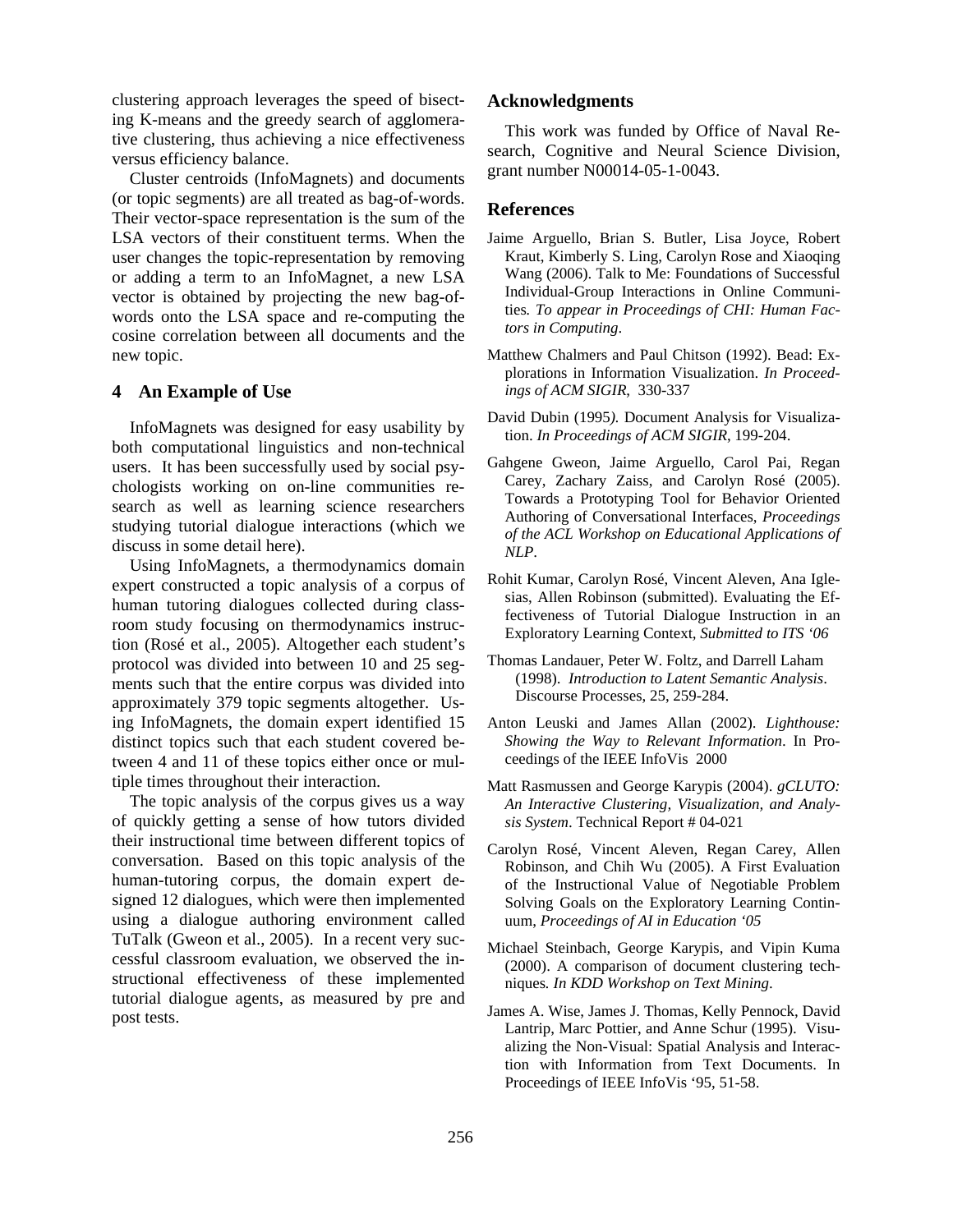clustering approach leverages the speed of bisecting K-means and the greedy search of agglomerative clustering, thus achieving a nice effectiveness versus efficiency balance.

Cluster centroids (InfoMagnets) and documents (or topic segments) are all treated as bag-of-words. Their vector-space representation is the sum of the LSA vectors of their constituent terms. When the user changes the topic-representation by removing or adding a term to an InfoMagnet, a new LSA vector is obtained by projecting the new bag-of-words onto the LSA space and re-computing the cosine correlation between all documents and the new topic.

## 4 An Example of Use

InfoMagnets was designed for easy usability by both computational linguistics and non-technical users. It has been successfully used by social psychologists working on on-line communities research as well as learning science researchers studying tutorial dialogue interactions (which we discuss in some detail here).

Using InfoMagnets, a thermodynamics domain expert constructed a topic analysis of a corpus of human tutoring dialogues collected during classroom study focusing on thermodynamics instruction (Rosé et al., 2005). Altogether each student's protocol was divided into between 10 and 25 segments such that the entire corpus was divided into approximately 379 topic segments altogether. Using InfoMagnets, the domain expert identified 15 distinct topics such that each student covered between 4 and 11 of these topics either once or multiple times throughout their interaction.

The topic analysis of the corpus gives us a way of quickly getting a sense of how tutors divided their instructional time between different topics of conversation. Based on this topic analysis of the human-tutoring corpus, the domain expert designed 12 dialogues, which were then implemented using a dialogue authoring environment called TuTalk (Gweon et al., 2005). In a recent very successful classroom evaluation, we observed the instructional effectiveness of these implemented tutorial dialogue agents, as measured by pre and post tests.

## Acknowledgments

This work was funded by Office of Naval Research, Cognitive and Neural Science Division, grant number N00014-05-1-0043.

## References

Jaime Arguello, Brian S. Butler, Lisa Joyce, Robert Kraut, Kimberly S. Ling, Carolyn Rose and Xiaoqing Wang (2006). Talk to Me: Foundations of Successful Individual-Group Interactions in Online Communities. *To appear in Proceedings of CHI: Human Factors in Computing*.

Matthew Chalmers and Paul Chitson (1992). Bead: Explorations in Information Visualization. *In Proceedings of ACM SIGIR*, 330-337

David Dubin (1995*).* Document Analysis for Visualization. *In Proceedings of ACM SIGIR*, 199-204.

Gahgene Gweon, Jaime Arguello, Carol Pai, Regan Carey, Zachary Zaiss, and Carolyn Rosé (2005). Towards a Prototyping Tool for Behavior Oriented Authoring of Conversational Interfaces, *Proceedings of the ACL Workshop on Educational Applications of NLP*.

Rohit Kumar, Carolyn Rosé, Vincent Aleven, Ana Iglesias, Allen Robinson (submitted). Evaluating the Effectiveness of Tutorial Dialogue Instruction in an Exploratory Learning Context, *Submitted to ITS '06*

Thomas Landauer, Peter W. Foltz, and Darrell Laham (1998). *Introduction to Latent Semantic Analysis*. Discourse Processes, 25, 259-284.

Anton Leuski and James Allan (2002). *Lighthouse: Showing the Way to Relevant Information*. In Proceedings of the IEEE InfoVis 2000

Matt Rasmussen and George Karypis (2004). *gCLUTO: An Interactive Clustering, Visualization, and Analysis System*. Technical Report # 04-021

Carolyn Rosé, Vincent Aleven, Regan Carey, Allen Robinson, and Chih Wu (2005). A First Evaluation of the Instructional Value of Negotiable Problem Solving Goals on the Exploratory Learning Continuum, *Proceedings of AI in Education '05*

Michael Steinbach, George Karypis, and Vipin Kuma (2000). A comparison of document clustering techniques*. In KDD Workshop on Text Mining*.

James A. Wise, James J. Thomas, Kelly Pennock, David Lantrip, Marc Pottier, and Anne Schur (1995). Visualizing the Non-Visual: Spatial Analysis and Interaction with Information from Text Documents. In Proceedings of IEEE InfoVis '95, 51-58.